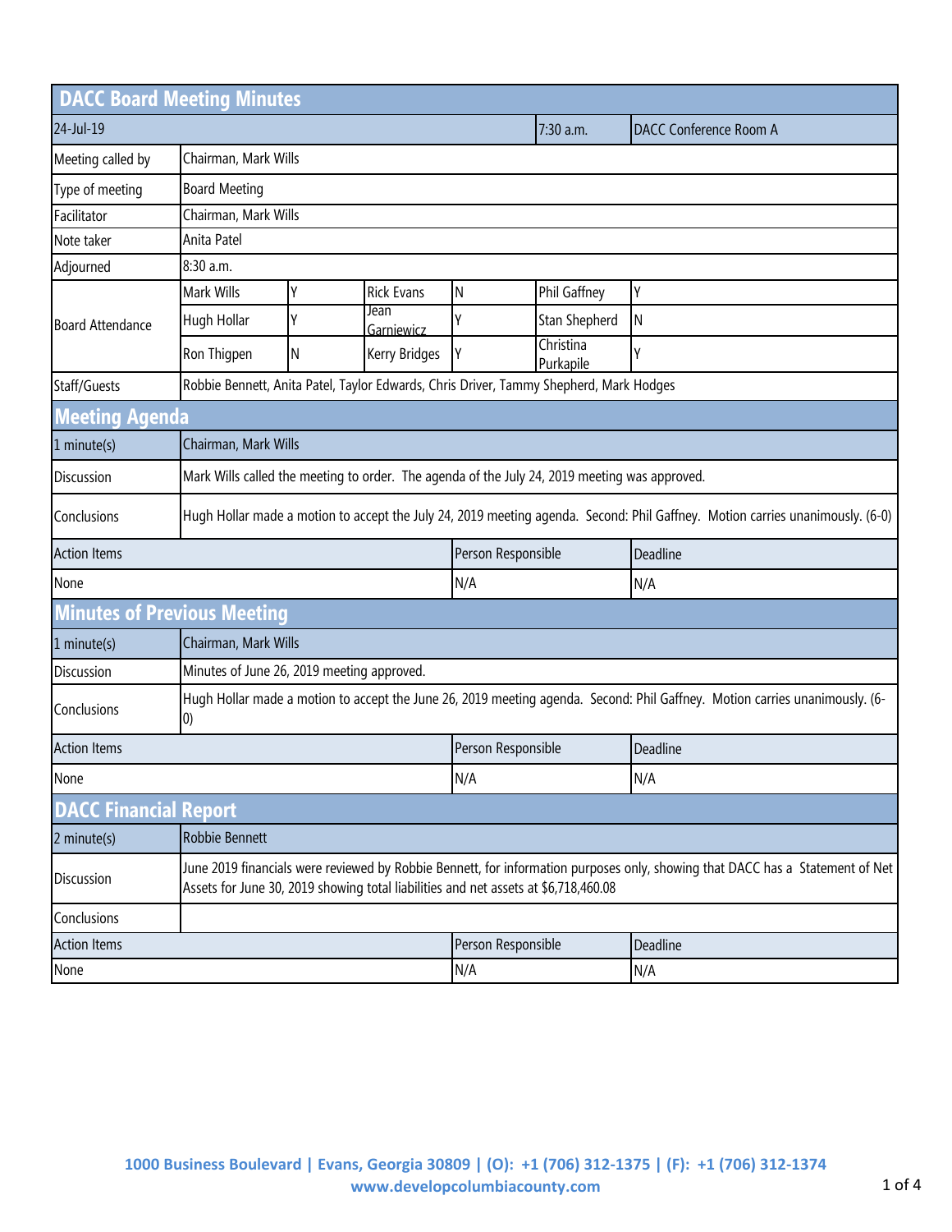# DACC Board Meeting Minutes

| 24-Jul-19 | | 7:30 a.m. | DACC Conference Room A |
|---|---|---|---|
| Meeting called by | Chairman, Mark Wills | | |
| Type of meeting | Board Meeting | | |
| Facilitator | Chairman, Mark Wills | | |
| Note taker | Anita Patel | | |
| Adjourned | 8:30 a.m. | | |

| Board Attendance | | | | | | |
|---|---|---|---|---|---|---|
| | Mark Wills | Y | Rick Evans | N | Phil Gaffney | Y |
| | Hugh Hollar | Y | Jean Garniewicz | Y | Stan Shepherd | N |
| | Ron Thigpen | N | Kerry Bridges | Y | Christina Purkapile | Y |

| Staff/Guests | Robbie Bennett, Anita Patel, Taylor Edwards, Chris Driver, Tammy Shepherd, Mark Hodges |
|---|---|

## Meeting Agenda

| 1 minute(s) | Chairman, Mark Wills |
|---|---|
| Discussion | Mark Wills called the meeting to order. The agenda of the July 24, 2019 meeting was approved. |
| Conclusions | Hugh Hollar made a motion to accept the July 24, 2019 meeting agenda. Second: Phil Gaffney. Motion carries unanimously. (6-0) |

| Action Items | Person Responsible | Deadline |
|---|---|---|
| None | N/A | N/A |

## Minutes of Previous Meeting

| 1 minute(s) | Chairman, Mark Wills |
|---|---|
| Discussion | Minutes of June 26, 2019 meeting approved. |
| Conclusions | Hugh Hollar made a motion to accept the June 26, 2019 meeting agenda. Second: Phil Gaffney. Motion carries unanimously. (6-0) |

| Action Items | Person Responsible | Deadline |
|---|---|---|
| None | N/A | N/A |

## DACC Financial Report

| 2 minute(s) | Robbie Bennett |
|---|---|
| Discussion | June 2019 financials were reviewed by Robbie Bennett, for information purposes only, showing that DACC has a Statement of Net Assets for June 30, 2019 showing total liabilities and net assets at $6,718,460.08 |
| Conclusions | |

| Action Items | Person Responsible | Deadline |
|---|---|---|
| None | N/A | N/A |

**1000 Business Boulevard | Evans, Georgia 30809 | (O): +1 (706) 312-1375 | (F): +1 (706) 312-1374**
**www.developcolumbiacounty.com**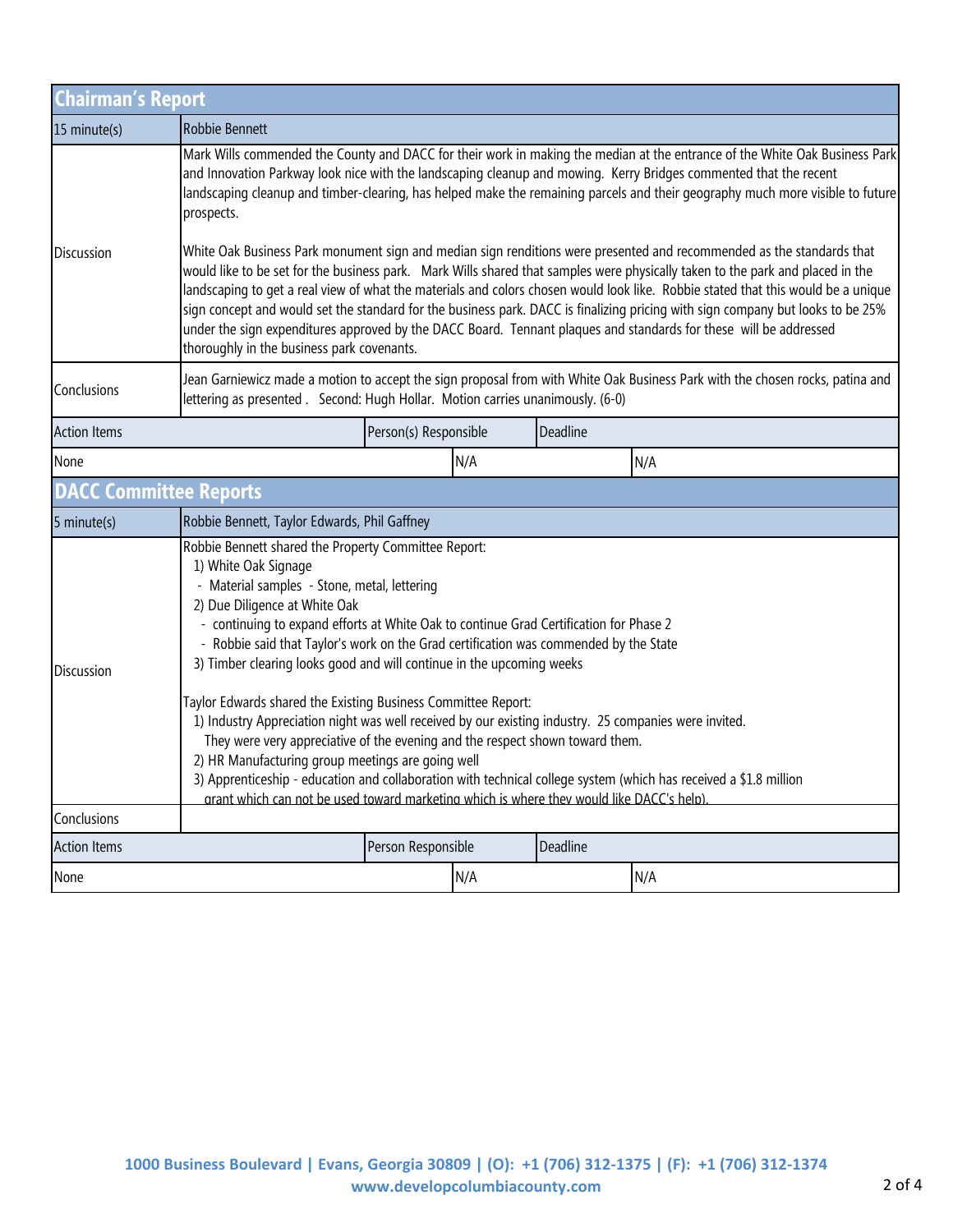## Chairman's Report

| 15 minute(s) | Robbie Bennett | | |
|---|---|---|---|
| Discussion | Mark Wills commended the County and DACC for their work in making the median at the entrance of the White Oak Business Park and Innovation Parkway look nice with the landscaping cleanup and mowing. Kerry Bridges commented that the recent landscaping cleanup and timber-clearing, has helped make the remaining parcels and their geography much more visible to future prospects.<br><br>White Oak Business Park monument sign and median sign renditions were presented and recommended as the standards that would like to be set for the business park. Mark Wills shared that samples were physically taken to the park and placed in the landscaping to get a real view of what the materials and colors chosen would look like. Robbie stated that this would be a unique sign concept and would set the standard for the business park. DACC is finalizing pricing with sign company but looks to be 25% under the sign expenditures approved by the DACC Board. Tennant plaques and standards for these will be addressed thoroughly in the business park covenants. | | |
| Conclusions | Jean Garniewicz made a motion to accept the sign proposal from with White Oak Business Park with the chosen rocks, patina and lettering as presented . Second: Hugh Hollar. Motion carries unanimously. (6-0) | | |
| **Action Items** | | **Person(s) Responsible** | **Deadline** |
| None | | N/A | N/A |

## DACC Committee Reports

| 5 minute(s) | Robbie Bennett, Taylor Edwards, Phil Gaffney | | |
|---|---|---|---|
| Discussion | Robbie Bennett shared the Property Committee Report:<br>1) White Oak Signage<br>- Material samples - Stone, metal, lettering<br>2) Due Diligence at White Oak<br>- continuing to expand efforts at White Oak to continue Grad Certification for Phase 2<br>- Robbie said that Taylor's work on the Grad certification was commended by the State<br>3) Timber clearing looks good and will continue in the upcoming weeks<br><br>Taylor Edwards shared the Existing Business Committee Report:<br>1) Industry Appreciation night was well received by our existing industry. 25 companies were invited. They were very appreciative of the evening and the respect shown toward them.<br>2) HR Manufacturing group meetings are going well<br>3) Apprenticeship - education and collaboration with technical college system (which has received a $1.8 million grant which can not be used toward marketing which is where they would like DACC's help). | | |
| Conclusions | | | |
| **Action Items** | | **Person Responsible** | **Deadline** |
| None | | N/A | N/A |

**1000 Business Boulevard | Evans, Georgia 30809 | (O): +1 (706) 312-1375 | (F): +1 (706) 312-1374**
**www.developcolumbiacounty.com**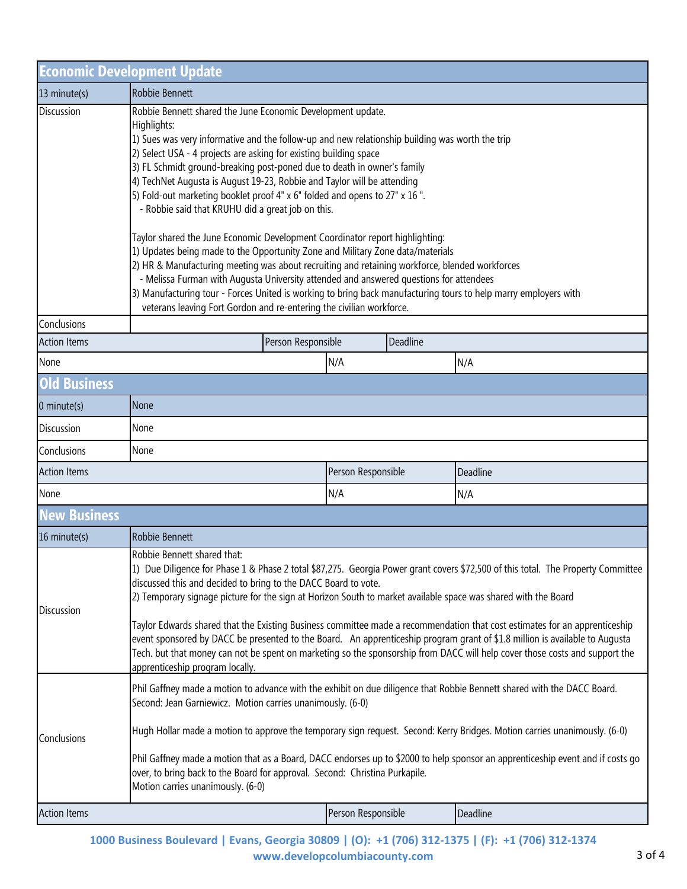## Economic Development Update

| 13 minute(s) | Robbie Bennett | | |
|---|---|---|---|
| Discussion | Robbie Bennett shared the June Economic Development update.<br>Highlights:<br>1) Sues was very informative and the follow-up and new relationship building was worth the trip<br>2) Select USA - 4 projects are asking for existing building space<br>3) FL Schmidt ground-breaking post-poned due to death in owner's family<br>4) TechNet Augusta is August 19-23, Robbie and Taylor will be attending<br>5) Fold-out marketing booklet proof 4" x 6" folded and opens to 27" x 16 ".<br>  - Robbie said that KRUHU did a great job on this.<br><br>Taylor shared the June Economic Development Coordinator report highlighting:<br>1) Updates being made to the Opportunity Zone and Military Zone data/materials<br>2) HR & Manufacturing meeting was about recruiting and retaining workforce, blended workforces<br>  - Melissa Furman with Augusta University attended and answered questions for attendees<br>3) Manufacturing tour - Forces United is working to bring back manufacturing tours to help marry employers with veterans leaving Fort Gordon and re-entering the civilian workforce. | | |
| Conclusions | | | |
| Action Items | | Person Responsible | Deadline |
| None | | N/A | N/A |

## Old Business

| 0 minute(s) | None | | |
|---|---|---|---|
| Discussion | None | | |
| Conclusions | None | | |
| Action Items | | Person Responsible | Deadline |
| None | | N/A | N/A |

## New Business

| 16 minute(s) | Robbie Bennett | | |
|---|---|---|---|
| Discussion | Robbie Bennett shared that:<br>1) Due Diligence for Phase 1 & Phase 2 total $87,275. Georgia Power grant covers $72,500 of this total. The Property Committee discussed this and decided to bring to the DACC Board to vote.<br>2) Temporary signage picture for the sign at Horizon South to market available space was shared with the Board<br><br>Taylor Edwards shared that the Existing Business committee made a recommendation that cost estimates for an apprenticeship event sponsored by DACC be presented to the Board. An apprenticeship program grant of $1.8 million is available to Augusta Tech. but that money can not be spent on marketing so the sponsorship from DACC will help cover those costs and support the apprenticeship program locally. | | |
| Conclusions | Phil Gaffney made a motion to advance with the exhibit on due diligence that Robbie Bennett shared with the DACC Board. Second: Jean Garniewicz. Motion carries unanimously. (6-0)<br><br>Hugh Hollar made a motion to approve the temporary sign request. Second: Kerry Bridges. Motion carries unanimously. (6-0)<br><br>Phil Gaffney made a motion that as a Board, DACC endorses up to $2000 to help sponsor an apprenticeship event and if costs go over, to bring back to the Board for approval. Second: Christina Purkapile.<br>Motion carries unanimously. (6-0) | | |
| Action Items | | Person Responsible | Deadline |

1000 Business Boulevard | Evans, Georgia 30809 | (O): +1 (706) 312-1375 | (F): +1 (706) 312-1374
www.developcolumbiacounty.com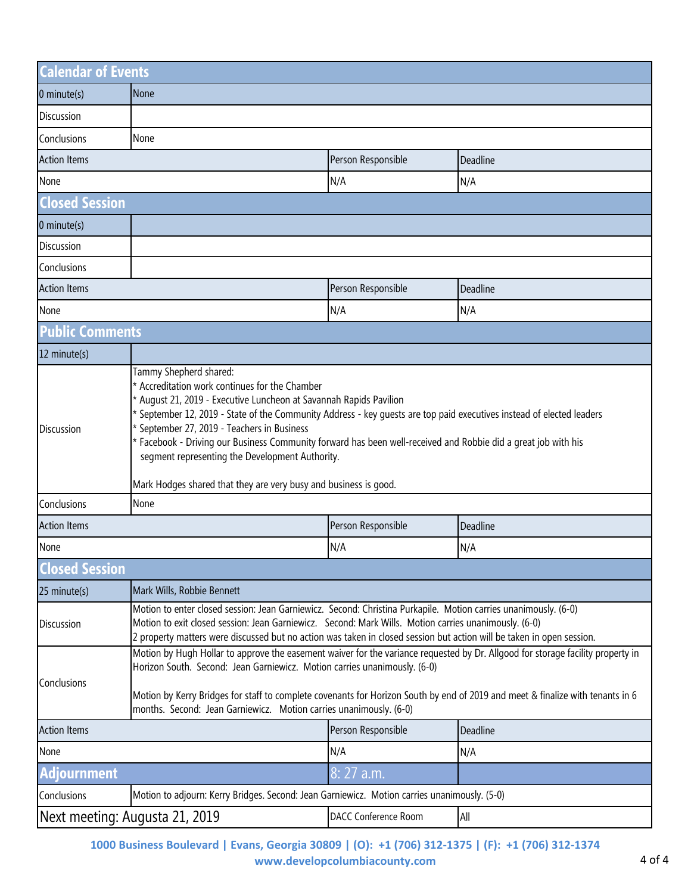| Calendar of Events | | | |
|---|---|---|---|
| 0 minute(s) | None | | |
| Discussion | | | |
| Conclusions | None | | |
| Action Items | | Person Responsible | Deadline |
| None | | N/A | N/A |

| Closed Session | | | |
|---|---|---|---|
| 0 minute(s) | | | |
| Discussion | | | |
| Conclusions | | | |
| Action Items | | Person Responsible | Deadline |
| None | | N/A | N/A |

| Public Comments | | | |
|---|---|---|---|
| 12 minute(s) | | | |
| Discussion | Tammy Shepherd shared:<br>* Accreditation work continues for the Chamber<br>* August 21, 2019 - Executive Luncheon at Savannah Rapids Pavilion<br>* September 12, 2019 - State of the Community Address - key guests are top paid executives instead of elected leaders<br>* September 27, 2019 - Teachers in Business<br>* Facebook - Driving our Business Community forward has been well-received and Robbie did a great job with his segment representing the Development Authority.<br><br>Mark Hodges shared that they are very busy and business is good. | | |
| Conclusions | None | | |
| Action Items | | Person Responsible | Deadline |
| None | | N/A | N/A |

| Closed Session | | | |
|---|---|---|---|
| 25 minute(s) | Mark Wills, Robbie Bennett | | |
| Discussion | Motion to enter closed session: Jean Garniewicz. Second: Christina Purkapile. Motion carries unanimously. (6-0)<br>Motion to exit closed session: Jean Garniewicz. Second: Mark Wills. Motion carries unanimously. (6-0)<br>2 property matters were discussed but no action was taken in closed session but action will be taken in open session. | | |
| Conclusions | Motion by Hugh Hollar to approve the easement waiver for the variance requested by Dr. Allgood for storage facility property in Horizon South. Second: Jean Garniewicz. Motion carries unanimously. (6-0)<br><br>Motion by Kerry Bridges for staff to complete covenants for Horizon South by end of 2019 and meet & finalize with tenants in 6 months. Second: Jean Garniewicz. Motion carries unanimously. (6-0) | | |
| Action Items | | Person Responsible | Deadline |
| None | | N/A | N/A |

| Adjournment | | 8: 27 a.m. | |
|---|---|---|---|
| Conclusions | Motion to adjourn: Kerry Bridges. Second: Jean Garniewicz. Motion carries unanimously. (5-0) | | |
| Next meeting: Augusta 21, 2019 | | DACC Conference Room | All |

**1000 Business Boulevard | Evans, Georgia 30809 | (O): +1 (706) 312-1375 | (F): +1 (706) 312-1374**
**www.developcolumbiacounty.com**